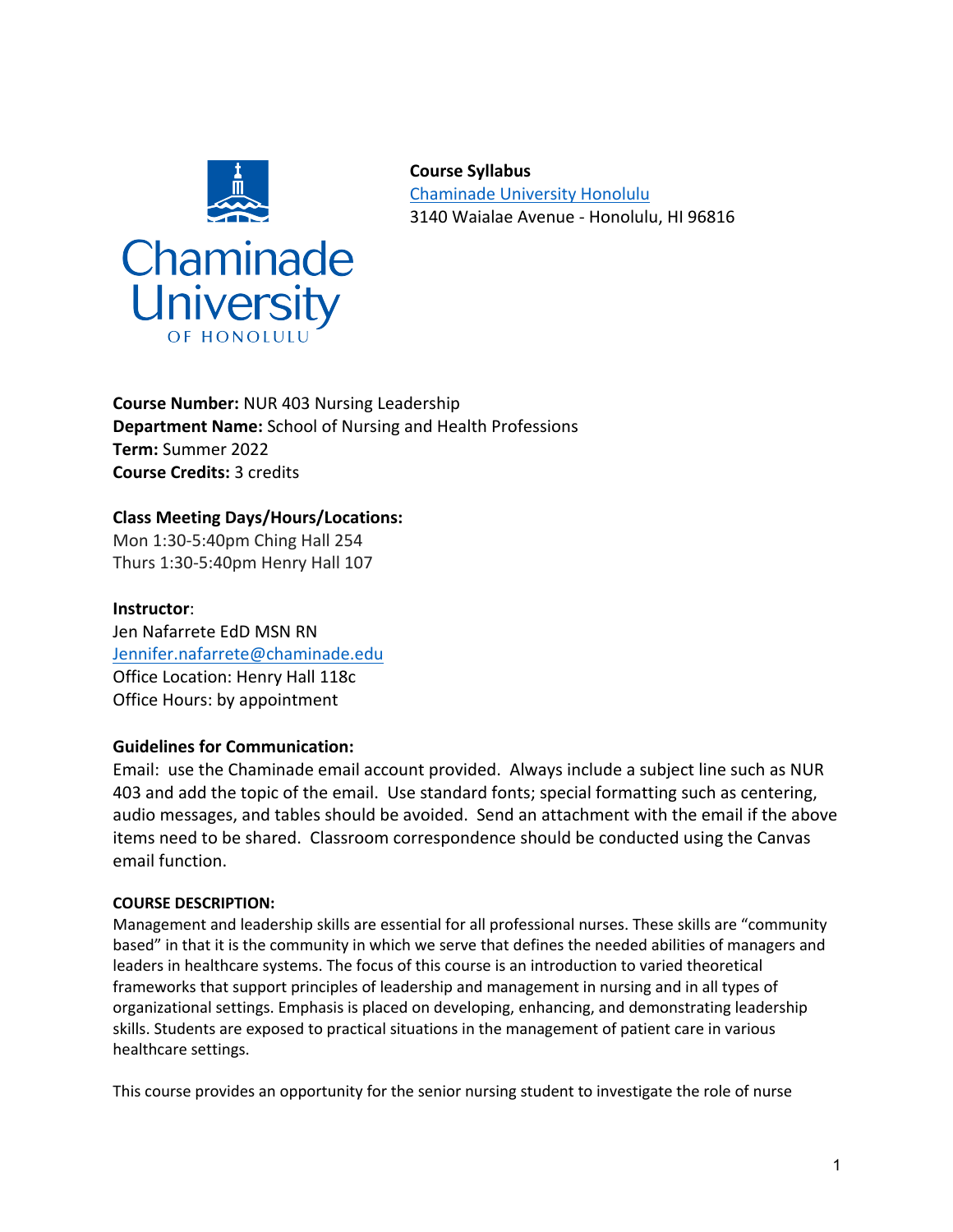**Course Syllabus**
[Chaminade University Honolulu]
3140 Waialae Avenue - Honolulu, HI 96816

**Course Number:** NUR 403 Nursing Leadership
**Department Name:** School of Nursing and Health Professions
**Term:** Summer 2022
**Course Credits:** 3 credits

**Class Meeting Days/Hours/Locations:**
Mon 1:30-5:40pm Ching Hall 254
Thurs 1:30-5:40pm Henry Hall 107

**Instructor**:
Jen Nafarrete EdD MSN RN
Jennifer.nafarrete@chaminade.edu
Office Location: Henry Hall 118c
Office Hours: by appointment

**Guidelines for Communication:**
Email: use the Chaminade email account provided. Always include a subject line such as NUR 403 and add the topic of the email. Use standard fonts; special formatting such as centering, audio messages, and tables should be avoided. Send an attachment with the email if the above items need to be shared. Classroom correspondence should be conducted using the Canvas email function.

**COURSE DESCRIPTION:**
Management and leadership skills are essential for all professional nurses. These skills are "community based" in that it is the community in which we serve that defines the needed abilities of managers and leaders in healthcare systems. The focus of this course is an introduction to varied theoretical frameworks that support principles of leadership and management in nursing and in all types of organizational settings. Emphasis is placed on developing, enhancing, and demonstrating leadership skills. Students are exposed to practical situations in the management of patient care in various healthcare settings.

This course provides an opportunity for the senior nursing student to investigate the role of nurse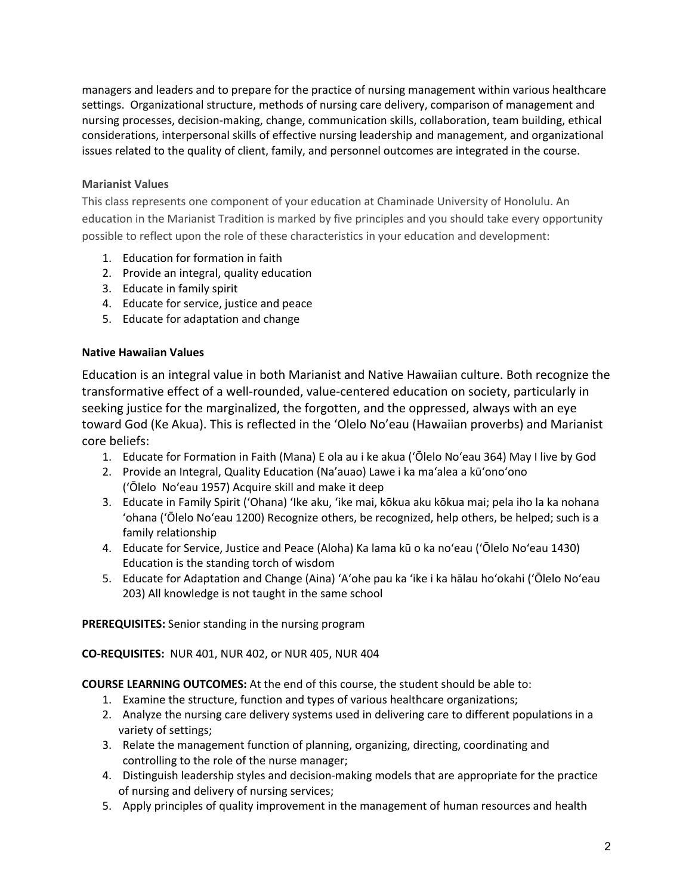managers and leaders and to prepare for the practice of nursing management within various healthcare settings. Organizational structure, methods of nursing care delivery, comparison of management and nursing processes, decision-making, change, communication skills, collaboration, team building, ethical considerations, interpersonal skills of effective nursing leadership and management, and organizational issues related to the quality of client, family, and personnel outcomes are integrated in the course.

### Marianist Values

This class represents one component of your education at Chaminade University of Honolulu. An education in the Marianist Tradition is marked by five principles and you should take every opportunity possible to reflect upon the role of these characteristics in your education and development:

1. Education for formation in faith
2. Provide an integral, quality education
3. Educate in family spirit
4. Educate for service, justice and peace
5. Educate for adaptation and change

### Native Hawaiian Values

Education is an integral value in both Marianist and Native Hawaiian culture. Both recognize the transformative effect of a well-rounded, value-centered education on society, particularly in seeking justice for the marginalized, the forgotten, and the oppressed, always with an eye toward God (Ke Akua). This is reflected in the ʻOlelo Noʻeau (Hawaiian proverbs) and Marianist core beliefs:

1. Educate for Formation in Faith (Mana) E ola au i ke akua (ʻŌlelo Noʻeau 364) May I live by God
2. Provide an Integral, Quality Education (Naʻauao) Lawe i ka maʻalea a kūʻonoʻono (ʻŌlelo Noʻeau 1957) Acquire skill and make it deep
3. Educate in Family Spirit (ʻOhana) ʻIke aku, ʻike mai, kōkua aku kōkua mai; pela iho la ka nohana ʻohana (ʻŌlelo Noʻeau 1200) Recognize others, be recognized, help others, be helped; such is a family relationship
4. Educate for Service, Justice and Peace (Aloha) Ka lama kū o ka noʻeau (ʻŌlelo Noʻeau 1430) Education is the standing torch of wisdom
5. Educate for Adaptation and Change (Aina) ʻAʻohe pau ka ʻike i ka hālau hoʻokahi (ʻŌlelo Noʻeau 203) All knowledge is not taught in the same school

**PREREQUISITES:** Senior standing in the nursing program

**CO-REQUISITES:** NUR 401, NUR 402, or NUR 405, NUR 404

**COURSE LEARNING OUTCOMES:** At the end of this course, the student should be able to:

1. Examine the structure, function and types of various healthcare organizations;
2. Analyze the nursing care delivery systems used in delivering care to different populations in a variety of settings;
3. Relate the management function of planning, organizing, directing, coordinating and controlling to the role of the nurse manager;
4. Distinguish leadership styles and decision-making models that are appropriate for the practice of nursing and delivery of nursing services;
5. Apply principles of quality improvement in the management of human resources and health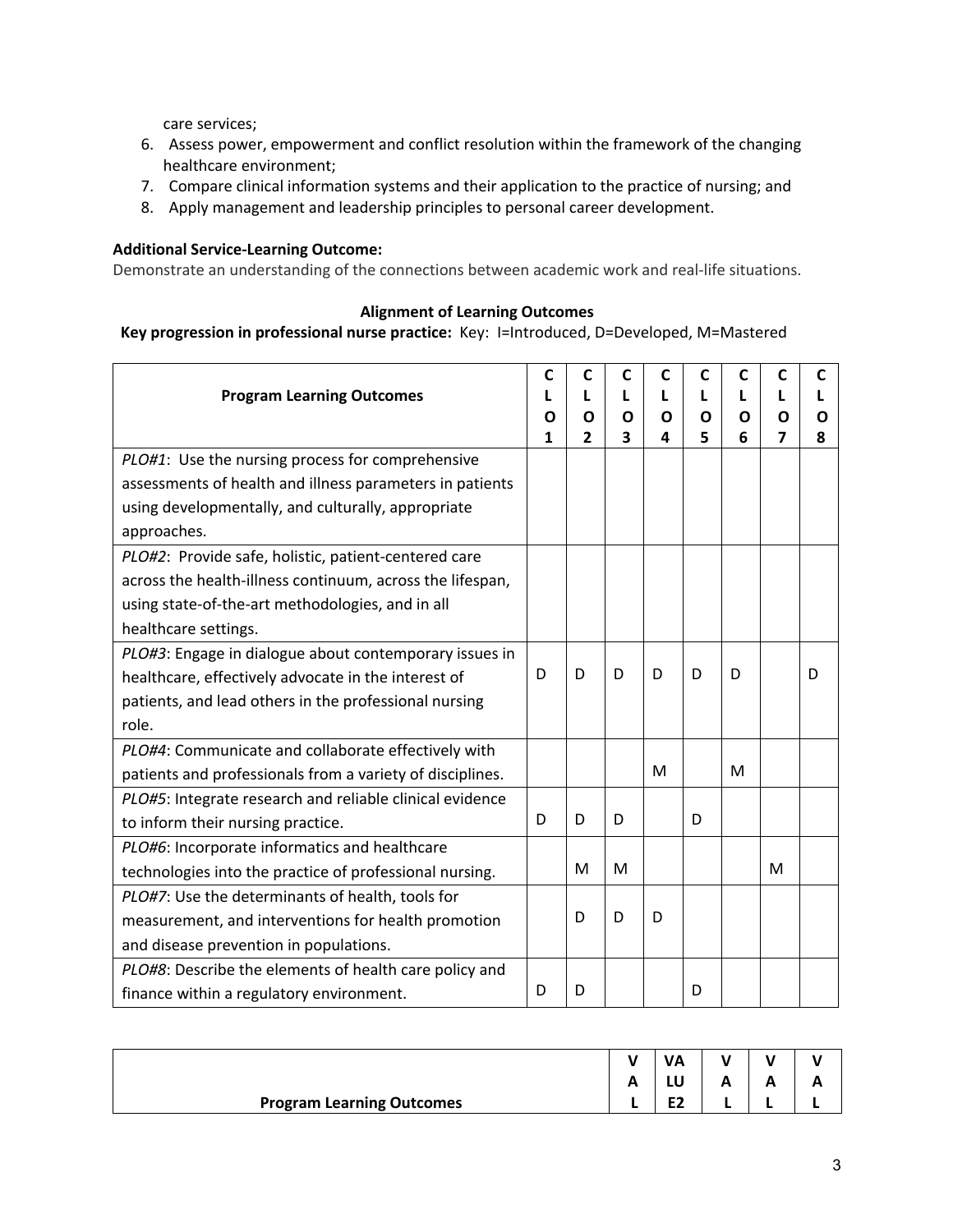care services;

6. Assess power, empowerment and conflict resolution within the framework of the changing healthcare environment;
7. Compare clinical information systems and their application to the practice of nursing; and
8. Apply management and leadership principles to personal career development.

**Additional Service-Learning Outcome:**
Demonstrate an understanding of the connections between academic work and real-life situations.

**Alignment of Learning Outcomes**

**Key progression in professional nurse practice:** Key: I=Introduced, D=Developed, M=Mastered

| Program Learning Outcomes | CLO 1 | CLO 2 | CLO 3 | CLO 4 | CLO 5 | CLO 6 | CLO 7 | CLO 8 |
|---|---|---|---|---|---|---|---|---|
| *PLO#1*: Use the nursing process for comprehensive assessments of health and illness parameters in patients using developmentally, and culturally, appropriate approaches. | | | | | | | | |
| *PLO#2*: Provide safe, holistic, patient-centered care across the health-illness continuum, across the lifespan, using state-of-the-art methodologies, and in all healthcare settings. | | | | | | | | |
| *PLO#3*: Engage in dialogue about contemporary issues in healthcare, effectively advocate in the interest of patients, and lead others in the professional nursing role. | D | D | D | D | D | D | | D |
| *PLO#4*: Communicate and collaborate effectively with patients and professionals from a variety of disciplines. | | | | M | | M | | |
| *PLO#5*: Integrate research and reliable clinical evidence to inform their nursing practice. | D | D | D | | D | | | |
| *PLO#6*: Incorporate informatics and healthcare technologies into the practice of professional nursing. | | M | M | | | | M | |
| *PLO#7*: Use the determinants of health, tools for measurement, and interventions for health promotion and disease prevention in populations. | | D | D | D | | | | |
| *PLO#8*: Describe the elements of health care policy and finance within a regulatory environment. | D | D | | | D | | | |

| Program Learning Outcomes | VAL | VALUE2 | VAL | VAL | VAL |
|---|---|---|---|---|---|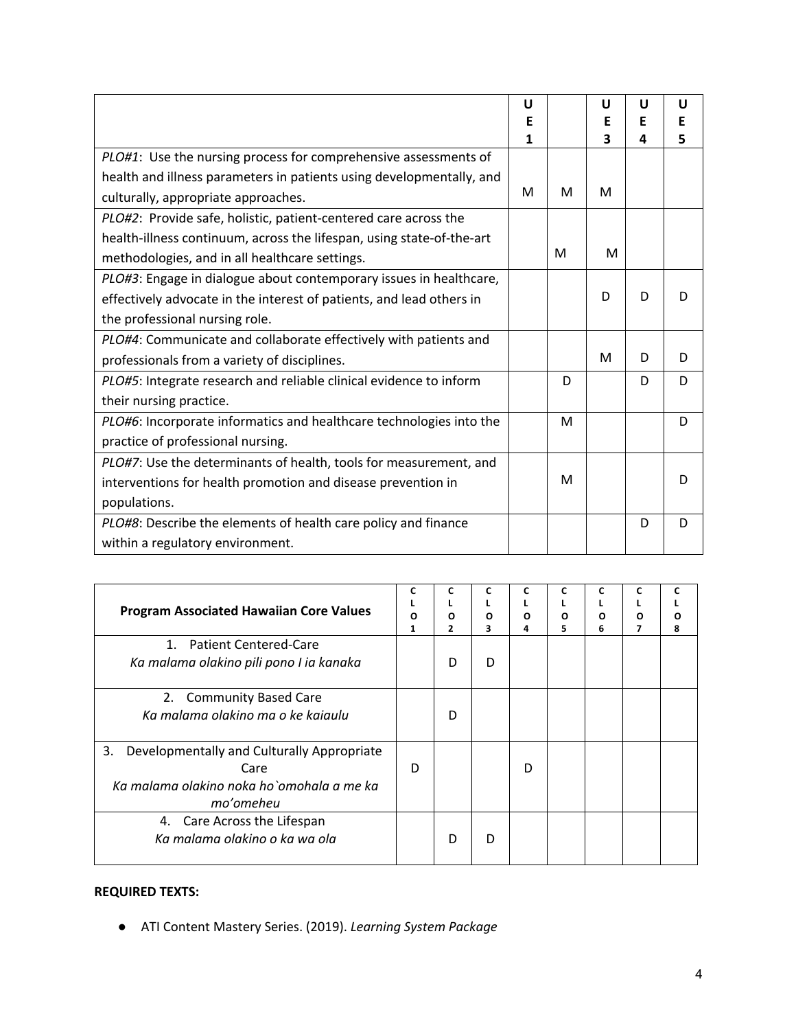| | UE1 | | UE3 | UE4 | UE5 |
|---|---|---|---|---|---|
| *PLO#1*: Use the nursing process for comprehensive assessments of health and illness parameters in patients using developmentally, and culturally, appropriate approaches. | M | M | M | | |
| *PLO#2*: Provide safe, holistic, patient-centered care across the health-illness continuum, across the lifespan, using state-of-the-art methodologies, and in all healthcare settings. | | M | M | | |
| *PLO#3*: Engage in dialogue about contemporary issues in healthcare, effectively advocate in the interest of patients, and lead others in the professional nursing role. | | | D | D | D |
| *PLO#4*: Communicate and collaborate effectively with patients and professionals from a variety of disciplines. | | | M | D | D |
| *PLO#5*: Integrate research and reliable clinical evidence to inform their nursing practice. | | D | | D | D |
| *PLO#6*: Incorporate informatics and healthcare technologies into the practice of professional nursing. | | M | | | D |
| *PLO#7*: Use the determinants of health, tools for measurement, and interventions for health promotion and disease prevention in populations. | | M | | | D |
| *PLO#8*: Describe the elements of health care policy and finance within a regulatory environment. | | | | D | D |

| **Program Associated Hawaiian Core Values** | CLO1 | CLO2 | CLO3 | CLO4 | CLO5 | CLO6 | CLO7 | CLO8 |
|---|---|---|---|---|---|---|---|---|
| 1. Patient Centered-Care<br>*Ka malama olakino pili pono I ia kanaka* | | D | D | | | | | |
| 2. Community Based Care<br>*Ka malama olakino ma o ke kaiaulu* | | D | | | | | | |
| 3. Developmentally and Culturally Appropriate Care<br>*Ka malama olakino noka ho`omohala a me ka mo'omeheu* | D | | | D | | | | |
| 4. Care Across the Lifespan<br>*Ka malama olakino o ka wa ola* | | D | D | | | | | |

**REQUIRED TEXTS:**

- ATI Content Mastery Series. (2019). *Learning System Package*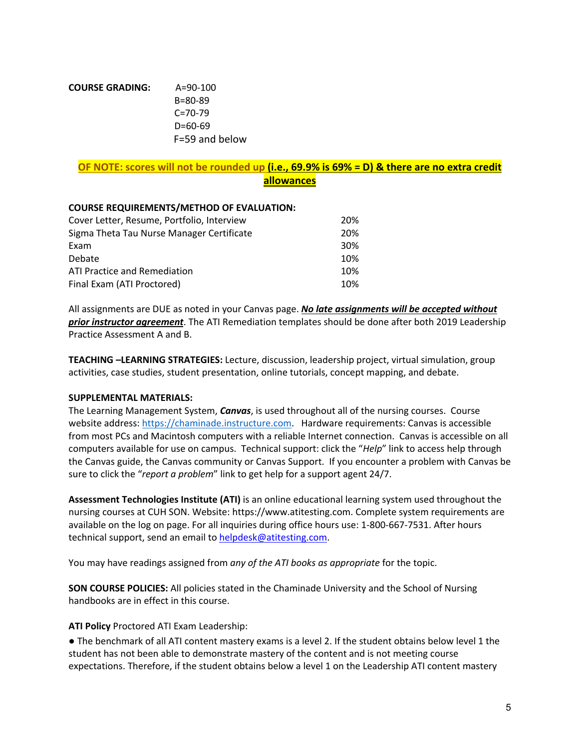**COURSE GRADING:** A=90-100
B=80-89
C=70-79
D=60-69
F=59 and below

**OF NOTE: scores will not be rounded up (i.e., 69.9% is 69% = D) & there are no extra credit allowances**

**COURSE REQUIREMENTS/METHOD OF EVALUATION:**

| | |
|---|---|
| Cover Letter, Resume, Portfolio, Interview | 20% |
| Sigma Theta Tau Nurse Manager Certificate | 20% |
| Exam | 30% |
| Debate | 10% |
| ATI Practice and Remediation | 10% |
| Final Exam (ATI Proctored) | 10% |

All assignments are DUE as noted in your Canvas page. ***No late assignments will be accepted without prior instructor agreement***. The ATI Remediation templates should be done after both 2019 Leadership Practice Assessment A and B.

**TEACHING –LEARNING STRATEGIES:** Lecture, discussion, leadership project, virtual simulation, group activities, case studies, student presentation, online tutorials, concept mapping, and debate.

**SUPPLEMENTAL MATERIALS:**
The Learning Management System, ***Canvas***, is used throughout all of the nursing courses. Course website address: https://chaminade.instructure.com. Hardware requirements: Canvas is accessible from most PCs and Macintosh computers with a reliable Internet connection. Canvas is accessible on all computers available for use on campus. Technical support: click the "*Help*" link to access help through the Canvas guide, the Canvas community or Canvas Support. If you encounter a problem with Canvas be sure to click the "*report a problem*" link to get help for a support agent 24/7.

**Assessment Technologies Institute (ATI)** is an online educational learning system used throughout the nursing courses at CUH SON. Website: https://www.atitesting.com. Complete system requirements are available on the log on page. For all inquiries during office hours use: 1-800-667-7531. After hours technical support, send an email to helpdesk@atitesting.com.

You may have readings assigned from *any of the ATI books as appropriate* for the topic.

**SON COURSE POLICIES:** All policies stated in the Chaminade University and the School of Nursing handbooks are in effect in this course.

**ATI Policy** Proctored ATI Exam Leadership:

- The benchmark of all ATI content mastery exams is a level 2. If the student obtains below level 1 the student has not been able to demonstrate mastery of the content and is not meeting course expectations. Therefore, if the student obtains below a level 1 on the Leadership ATI content mastery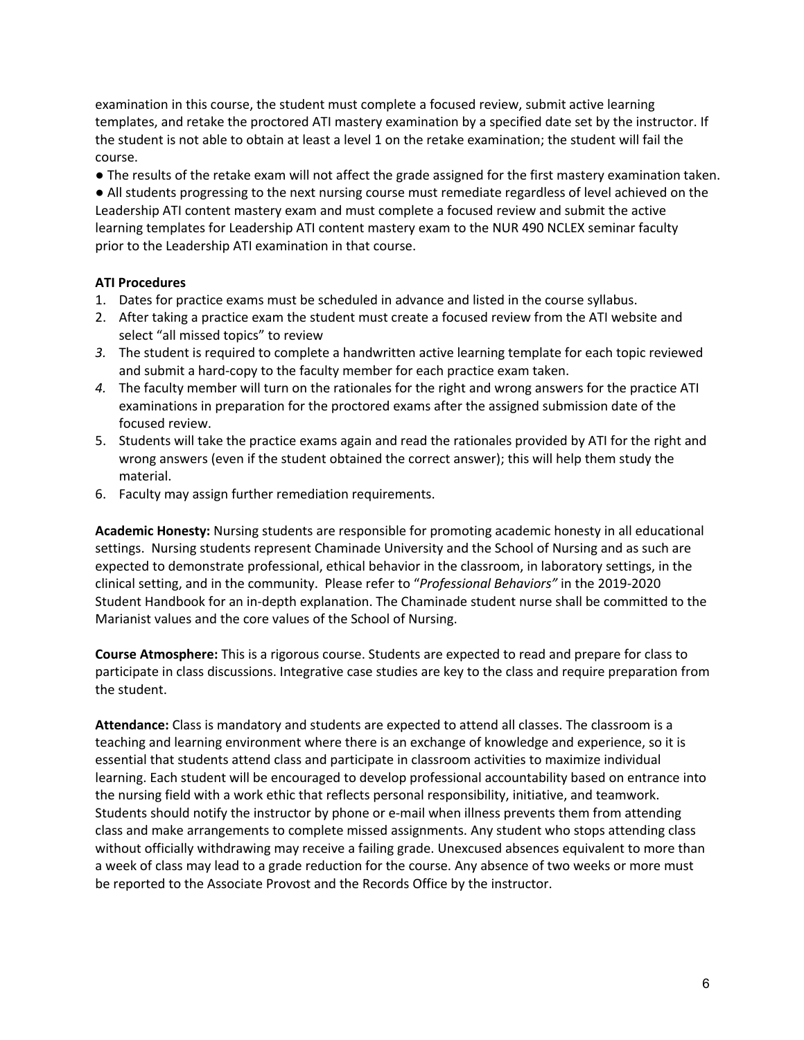examination in this course, the student must complete a focused review, submit active learning templates, and retake the proctored ATI mastery examination by a specified date set by the instructor. If the student is not able to obtain at least a level 1 on the retake examination; the student will fail the course.

- The results of the retake exam will not affect the grade assigned for the first mastery examination taken.
- All students progressing to the next nursing course must remediate regardless of level achieved on the Leadership ATI content mastery exam and must complete a focused review and submit the active learning templates for Leadership ATI content mastery exam to the NUR 490 NCLEX seminar faculty prior to the Leadership ATI examination in that course.

**ATI Procedures**

1. Dates for practice exams must be scheduled in advance and listed in the course syllabus.
2. After taking a practice exam the student must create a focused review from the ATI website and select "all missed topics" to review
3. The student is required to complete a handwritten active learning template for each topic reviewed and submit a hard-copy to the faculty member for each practice exam taken.
4. The faculty member will turn on the rationales for the right and wrong answers for the practice ATI examinations in preparation for the proctored exams after the assigned submission date of the focused review.
5. Students will take the practice exams again and read the rationales provided by ATI for the right and wrong answers (even if the student obtained the correct answer); this will help them study the material.
6. Faculty may assign further remediation requirements.

**Academic Honesty:** Nursing students are responsible for promoting academic honesty in all educational settings. Nursing students represent Chaminade University and the School of Nursing and as such are expected to demonstrate professional, ethical behavior in the classroom, in laboratory settings, in the clinical setting, and in the community. Please refer to "*Professional Behaviors*" in the 2019-2020 Student Handbook for an in-depth explanation. The Chaminade student nurse shall be committed to the Marianist values and the core values of the School of Nursing.

**Course Atmosphere:** This is a rigorous course. Students are expected to read and prepare for class to participate in class discussions. Integrative case studies are key to the class and require preparation from the student.

**Attendance:** Class is mandatory and students are expected to attend all classes. The classroom is a teaching and learning environment where there is an exchange of knowledge and experience, so it is essential that students attend class and participate in classroom activities to maximize individual learning. Each student will be encouraged to develop professional accountability based on entrance into the nursing field with a work ethic that reflects personal responsibility, initiative, and teamwork. Students should notify the instructor by phone or e-mail when illness prevents them from attending class and make arrangements to complete missed assignments. Any student who stops attending class without officially withdrawing may receive a failing grade. Unexcused absences equivalent to more than a week of class may lead to a grade reduction for the course. Any absence of two weeks or more must be reported to the Associate Provost and the Records Office by the instructor.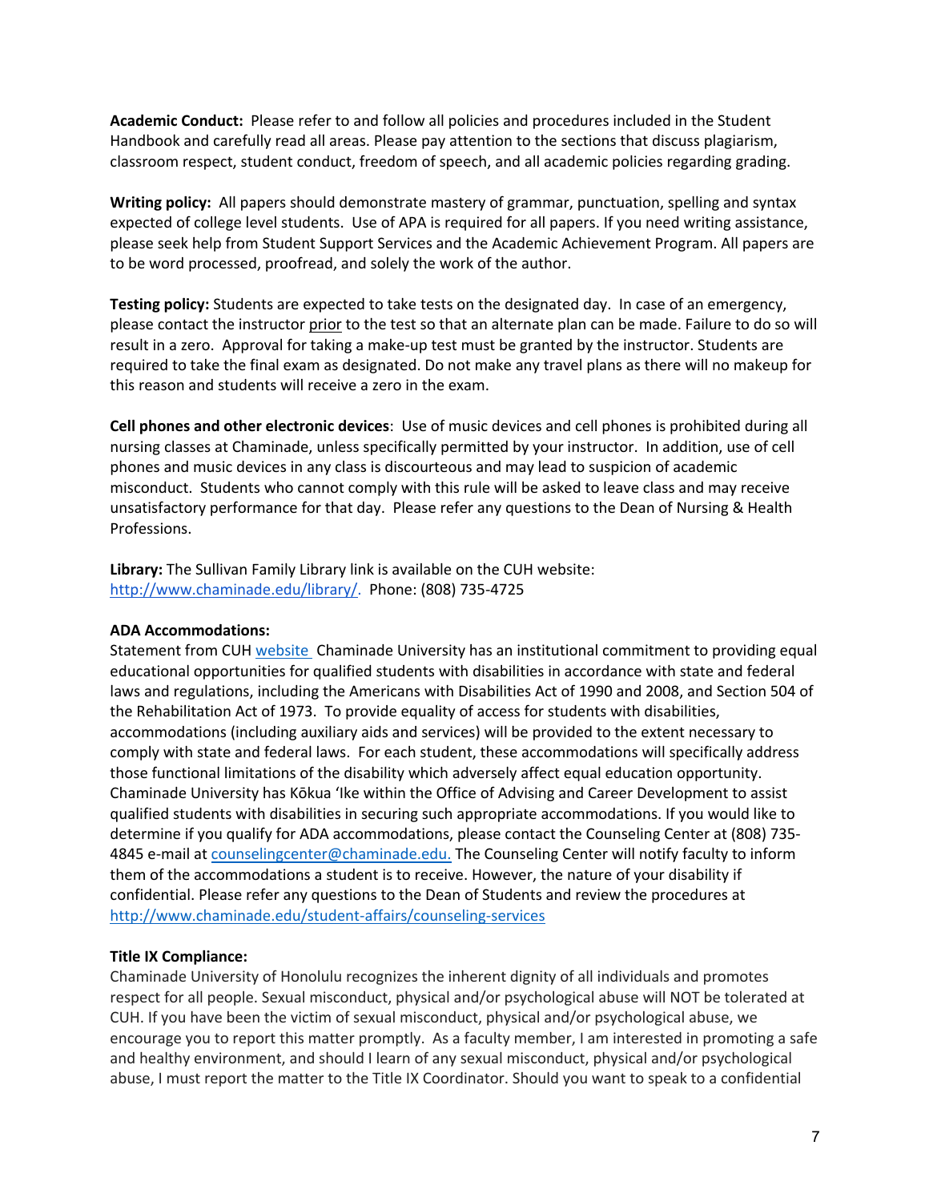**Academic Conduct:** Please refer to and follow all policies and procedures included in the Student Handbook and carefully read all areas. Please pay attention to the sections that discuss plagiarism, classroom respect, student conduct, freedom of speech, and all academic policies regarding grading.

**Writing policy:** All papers should demonstrate mastery of grammar, punctuation, spelling and syntax expected of college level students. Use of APA is required for all papers. If you need writing assistance, please seek help from Student Support Services and the Academic Achievement Program. All papers are to be word processed, proofread, and solely the work of the author.

**Testing policy:** Students are expected to take tests on the designated day. In case of an emergency, please contact the instructor prior to the test so that an alternate plan can be made. Failure to do so will result in a zero. Approval for taking a make-up test must be granted by the instructor. Students are required to take the final exam as designated. Do not make any travel plans as there will no makeup for this reason and students will receive a zero in the exam.

**Cell phones and other electronic devices**: Use of music devices and cell phones is prohibited during all nursing classes at Chaminade, unless specifically permitted by your instructor. In addition, use of cell phones and music devices in any class is discourteous and may lead to suspicion of academic misconduct. Students who cannot comply with this rule will be asked to leave class and may receive unsatisfactory performance for that day. Please refer any questions to the Dean of Nursing & Health Professions.

**Library:** The Sullivan Family Library link is available on the CUH website: http://www.chaminade.edu/library/. Phone: (808) 735-4725

**ADA Accommodations:**

Statement from CUH website Chaminade University has an institutional commitment to providing equal educational opportunities for qualified students with disabilities in accordance with state and federal laws and regulations, including the Americans with Disabilities Act of 1990 and 2008, and Section 504 of the Rehabilitation Act of 1973. To provide equality of access for students with disabilities, accommodations (including auxiliary aids and services) will be provided to the extent necessary to comply with state and federal laws. For each student, these accommodations will specifically address those functional limitations of the disability which adversely affect equal education opportunity. Chaminade University has Kōkua ʻIke within the Office of Advising and Career Development to assist qualified students with disabilities in securing such appropriate accommodations. If you would like to determine if you qualify for ADA accommodations, please contact the Counseling Center at (808) 735-4845 e-mail at counselingcenter@chaminade.edu. The Counseling Center will notify faculty to inform them of the accommodations a student is to receive. However, the nature of your disability if confidential. Please refer any questions to the Dean of Students and review the procedures at http://www.chaminade.edu/student-affairs/counseling-services

**Title IX Compliance:**

Chaminade University of Honolulu recognizes the inherent dignity of all individuals and promotes respect for all people. Sexual misconduct, physical and/or psychological abuse will NOT be tolerated at CUH. If you have been the victim of sexual misconduct, physical and/or psychological abuse, we encourage you to report this matter promptly. As a faculty member, I am interested in promoting a safe and healthy environment, and should I learn of any sexual misconduct, physical and/or psychological abuse, I must report the matter to the Title IX Coordinator. Should you want to speak to a confidential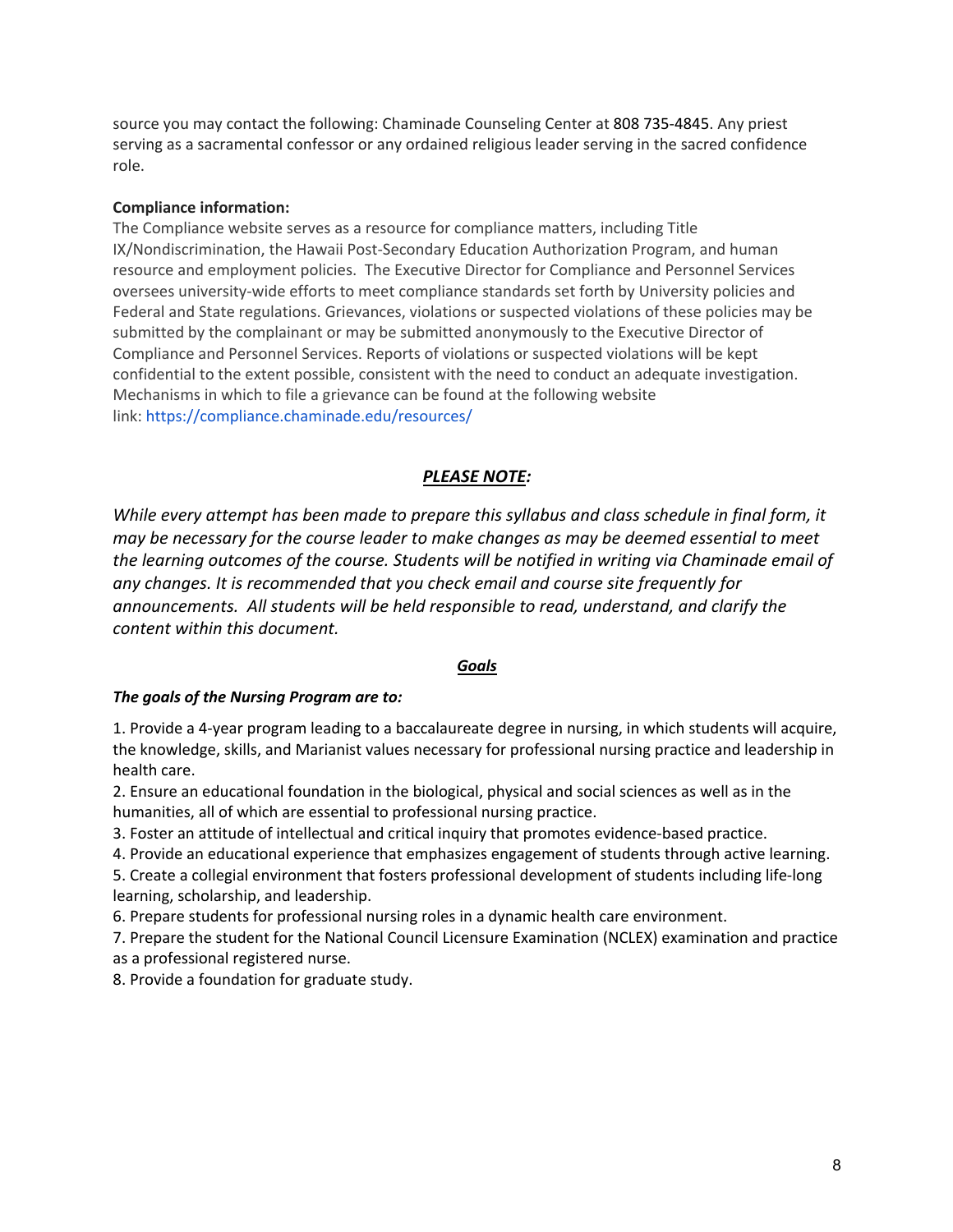source you may contact the following: Chaminade Counseling Center at 808 735-4845. Any priest serving as a sacramental confessor or any ordained religious leader serving in the sacred confidence role.

**Compliance information:**

The Compliance website serves as a resource for compliance matters, including Title IX/Nondiscrimination, the Hawaii Post-Secondary Education Authorization Program, and human resource and employment policies. The Executive Director for Compliance and Personnel Services oversees university-wide efforts to meet compliance standards set forth by University policies and Federal and State regulations. Grievances, violations or suspected violations of these policies may be submitted by the complainant or may be submitted anonymously to the Executive Director of Compliance and Personnel Services. Reports of violations or suspected violations will be kept confidential to the extent possible, consistent with the need to conduct an adequate investigation. Mechanisms in which to file a grievance can be found at the following website link: https://compliance.chaminade.edu/resources/

## ***PLEASE NOTE:***

*While every attempt has been made to prepare this syllabus and class schedule in final form, it may be necessary for the course leader to make changes as may be deemed essential to meet the learning outcomes of the course. Students will be notified in writing via Chaminade email of any changes. It is recommended that you check email and course site frequently for announcements. All students will be held responsible to read, understand, and clarify the content within this document.*

## ***Goals***

***The goals of the Nursing Program are to:***

1. Provide a 4-year program leading to a baccalaureate degree in nursing, in which students will acquire, the knowledge, skills, and Marianist values necessary for professional nursing practice and leadership in health care.
2. Ensure an educational foundation in the biological, physical and social sciences as well as in the humanities, all of which are essential to professional nursing practice.
3. Foster an attitude of intellectual and critical inquiry that promotes evidence-based practice.
4. Provide an educational experience that emphasizes engagement of students through active learning.
5. Create a collegial environment that fosters professional development of students including life-long learning, scholarship, and leadership.
6. Prepare students for professional nursing roles in a dynamic health care environment.
7. Prepare the student for the National Council Licensure Examination (NCLEX) examination and practice as a professional registered nurse.
8. Provide a foundation for graduate study.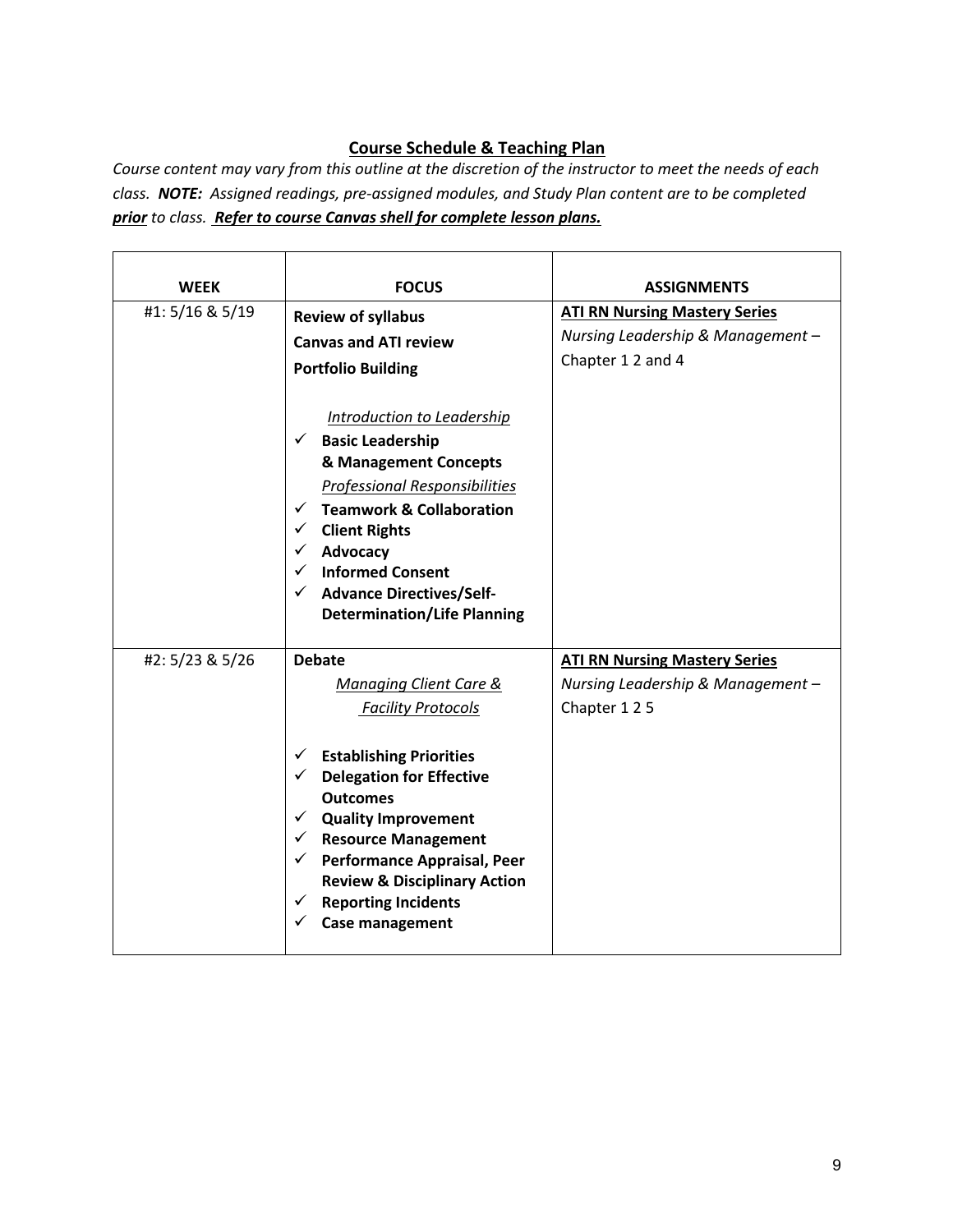## Course Schedule & Teaching Plan

*Course content may vary from this outline at the discretion of the instructor to meet the needs of each class.* ***NOTE:*** *Assigned readings, pre-assigned modules, and Study Plan content are to be completed* ***prior*** *to class.* ***Refer to course Canvas shell for complete lesson plans.***

| WEEK | FOCUS | ASSIGNMENTS |
|---|---|---|
| #1: 5/16 & 5/19 | **Review of syllabus**<br>**Canvas and ATI review**<br>**Portfolio Building**<br><br>*Introduction to Leadership*<br>✓ **Basic Leadership & Management Concepts**<br>*Professional Responsibilities*<br>✓ **Teamwork & Collaboration**<br>✓ **Client Rights**<br>✓ **Advocacy**<br>✓ **Informed Consent**<br>✓ **Advance Directives/Self-Determination/Life Planning** | **ATI RN Nursing Mastery Series**<br>*Nursing Leadership & Management –*<br>Chapter 1 2 and 4 |
| #2: 5/23 & 5/26 | **Debate**<br>*Managing Client Care & Facility Protocols*<br><br>✓ **Establishing Priorities**<br>✓ **Delegation for Effective Outcomes**<br>✓ **Quality Improvement**<br>✓ **Resource Management**<br>✓ **Performance Appraisal, Peer Review & Disciplinary Action**<br>✓ **Reporting Incidents**<br>✓ **Case management** | **ATI RN Nursing Mastery Series**<br>*Nursing Leadership & Management –*<br>Chapter 1 2 5 |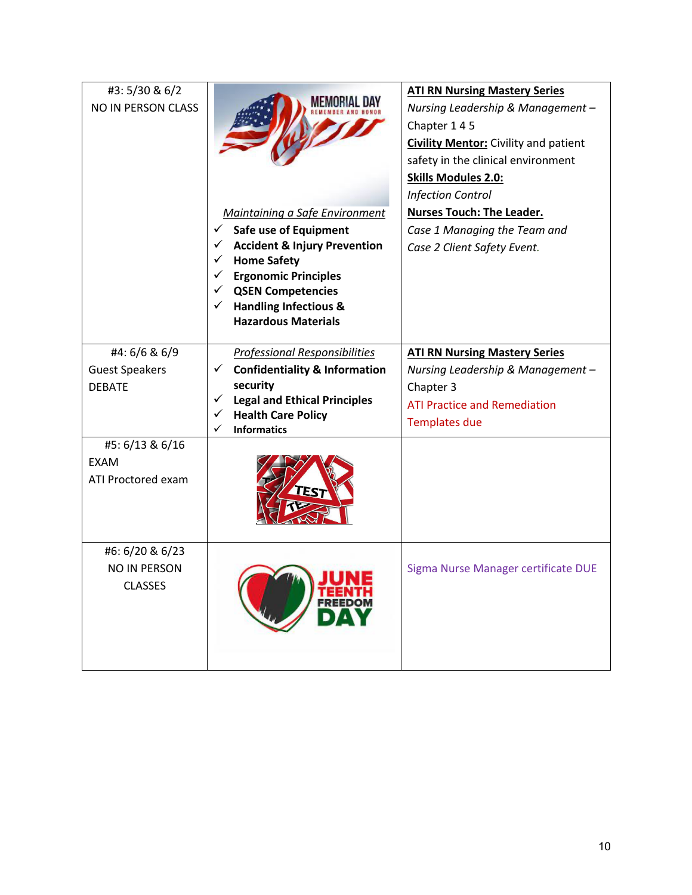| | | |
|---|---|---|
| #3: 5/30 & 6/2<br>NO IN PERSON CLASS | MEMORIAL DAY<br>REMEMBER AND HONOR<br>*Maintaining a Safe Environment*<br>✓ **Safe use of Equipment**<br>✓ **Accident & Injury Prevention**<br>✓ **Home Safety**<br>✓ **Ergonomic Principles**<br>✓ **QSEN Competencies**<br>✓ **Handling Infectious & Hazardous Materials** | **ATI RN Nursing Mastery Series**<br>*Nursing Leadership & Management* – Chapter 1 4 5<br>**Civility Mentor:** Civility and patient safety in the clinical environment<br>**Skills Modules 2.0:**<br>*Infection Control*<br>**Nurses Touch: The Leader.**<br>*Case 1 Managing the Team and Case 2 Client Safety Event.* |
| #4: 6/6 & 6/9<br>Guest Speakers<br>DEBATE | *Professional Responsibilities*<br>✓ **Confidentiality & Information security**<br>✓ **Legal and Ethical Principles**<br>✓ **Health Care Policy**<br>✓ **Informatics** | **ATI RN Nursing Mastery Series**<br>*Nursing Leadership & Management* – Chapter 3<br>ATI Practice and Remediation Templates due |
| #5: 6/13 & 6/16<br>EXAM<br>ATI Proctored exam | TEST | |
| #6: 6/20 & 6/23<br>NO IN PERSON CLASSES | JUNETEENTH FREEDOM DAY | Sigma Nurse Manager certificate DUE |